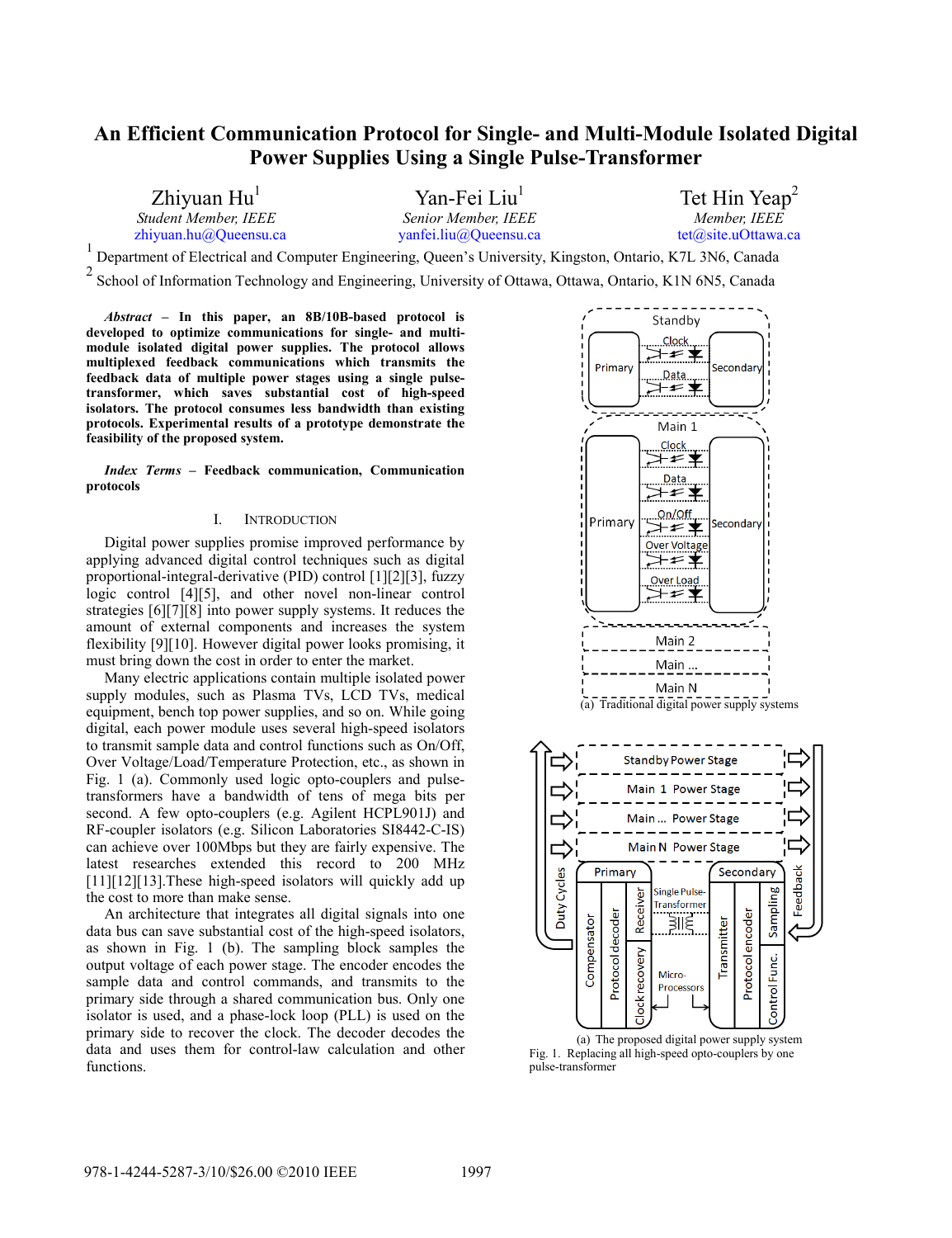# An Efficient Communication Protocol for Single- and Multi-Module Isolated Digital Power Supplies Using a Single Pulse-Transformer

Zhiyuan Hu[1]
*Student Member, IEEE*
zhiyuan.hu@Queensu.ca

Yan-Fei Liu[1]
*Senior Member, IEEE*
yanfei.liu@Queensu.ca

Tet Hin Yeap[2]
*Member, IEEE*
tet@site.uOttawa.ca

[1] Department of Electrical and Computer Engineering, Queen's University, Kingston, Ontario, K7L 3N6, Canada

[2] School of Information Technology and Engineering, University of Ottawa, Ottawa, Ontario, K1N 6N5, Canada

***Abstract*** **– In this paper, an 8B/10B-based protocol is developed to optimize communications for single- and multi-module isolated digital power supplies. The protocol allows multiplexed feedback communications which transmits the feedback data of multiple power stages using a single pulse-transformer, which saves substantial cost of high-speed isolators. The protocol consumes less bandwidth than existing protocols. Experimental results of a prototype demonstrate the feasibility of the proposed system.**

***Index Terms*** **– Feedback communication, Communication protocols**

## I. Introduction

Digital power supplies promise improved performance by applying advanced digital control techniques such as digital proportional-integral-derivative (PID) control [1][2][3], fuzzy logic control [4][5], and other novel non-linear control strategies [6][7][8] into power supply systems. It reduces the amount of external components and increases the system flexibility [9][10]. However digital power looks promising, it must bring down the cost in order to enter the market.

Many electric applications contain multiple isolated power supply modules, such as Plasma TVs, LCD TVs, medical equipment, bench top power supplies, and so on. While going digital, each power module uses several high-speed isolators to transmit sample data and control functions such as On/Off, Over Voltage/Load/Temperature Protection, etc., as shown in Fig. 1 (a). Commonly used logic opto-couplers and pulse-transformers have a bandwidth of tens of mega bits per second. A few opto-couplers (e.g. Agilent HCPL901J) and RF-coupler isolators (e.g. Silicon Laboratories SI8442-C-IS) can achieve over 100Mbps but they are fairly expensive. The latest researches extended this record to 200 MHz [11][12][13].These high-speed isolators will quickly add up the cost to more than make sense.

An architecture that integrates all digital signals into one data bus can save substantial cost of the high-speed isolators, as shown in Fig. 1 (b). The sampling block samples the output voltage of each power stage. The encoder encodes the sample data and control commands, and transmits to the primary side through a shared communication bus. Only one isolator is used, and a phase-lock loop (PLL) is used on the primary side to recover the clock. The decoder decodes the data and uses them for control-law calculation and other functions.

(a) Traditional digital power supply systems

(a) The proposed digital power supply system

Fig. 1. Replacing all high-speed opto-couplers by one pulse-transformer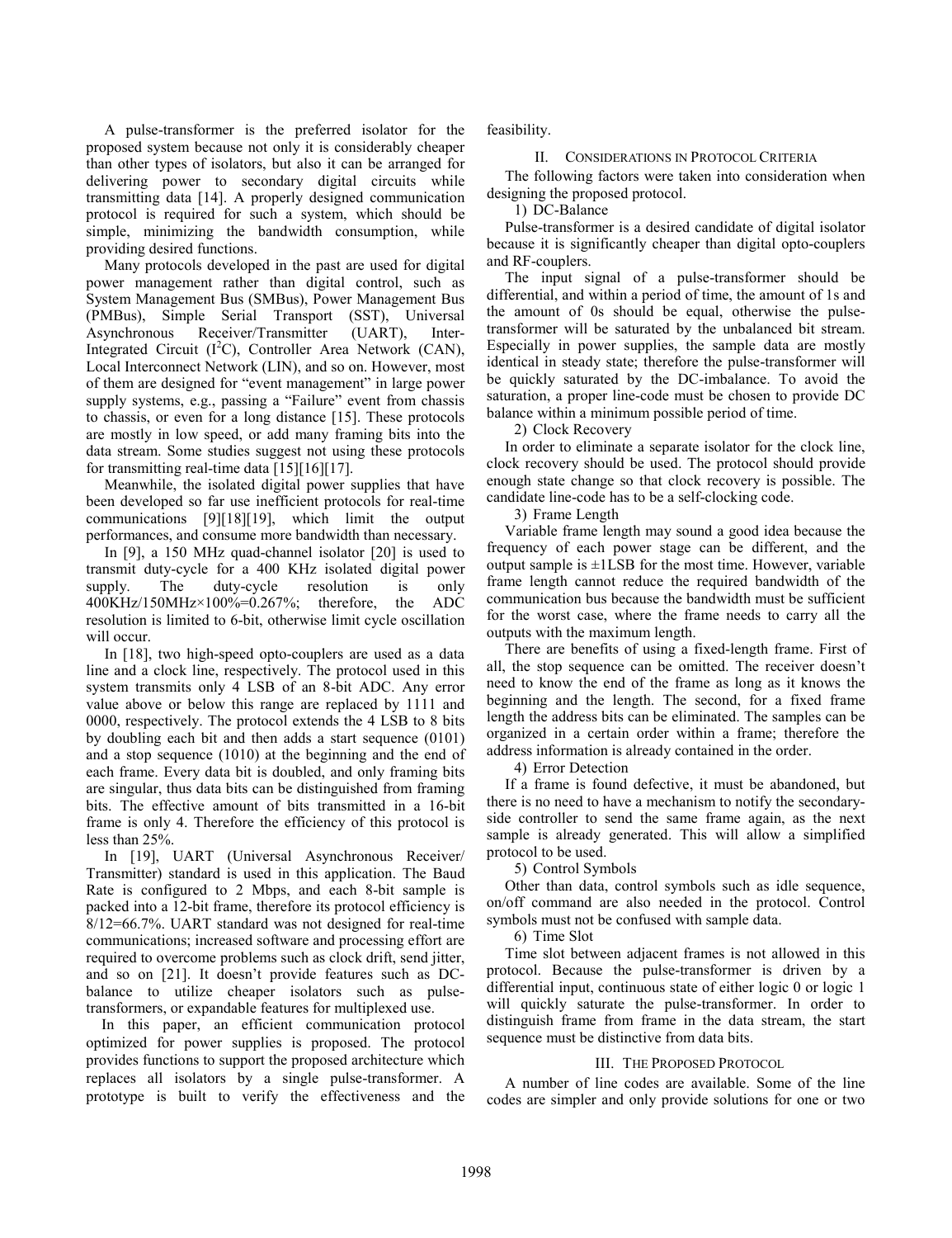A pulse-transformer is the preferred isolator for the proposed system because not only it is considerably cheaper than other types of isolators, but also it can be arranged for delivering power to secondary digital circuits while transmitting data [14]. A properly designed communication protocol is required for such a system, which should be simple, minimizing the bandwidth consumption, while providing desired functions.

Many protocols developed in the past are used for digital power management rather than digital control, such as System Management Bus (SMBus), Power Management Bus (PMBus), Simple Serial Transport (SST), Universal Asynchronous Receiver/Transmitter (UART), Inter-Integrated Circuit ($I^2C$), Controller Area Network (CAN), Local Interconnect Network (LIN), and so on. However, most of them are designed for "event management" in large power supply systems, e.g., passing a "Failure" event from chassis to chassis, or even for a long distance [15]. These protocols are mostly in low speed, or add many framing bits into the data stream. Some studies suggest not using these protocols for transmitting real-time data [15][16][17].

Meanwhile, the isolated digital power supplies that have been developed so far use inefficient protocols for real-time communications [9][18][19], which limit the output performances, and consume more bandwidth than necessary.

In [9], a 150 MHz quad-channel isolator [20] is used to transmit duty-cycle for a 400 KHz isolated digital power supply. The duty-cycle resolution is only 400KHz/150MHz×100%=0.267%; therefore, the ADC resolution is limited to 6-bit, otherwise limit cycle oscillation will occur.

In [18], two high-speed opto-couplers are used as a data line and a clock line, respectively. The protocol used in this system transmits only 4 LSB of an 8-bit ADC. Any error value above or below this range are replaced by 1111 and 0000, respectively. The protocol extends the 4 LSB to 8 bits by doubling each bit and then adds a start sequence (0101) and a stop sequence (1010) at the beginning and the end of each frame. Every data bits is doubled, and only framing bits are singular, thus data bits can be distinguished from framing bits. The effective amount of bits transmitted in a 16-bit frame is only 4. Therefore the efficiency of this protocol is less than 25%.

In [19], UART (Universal Asynchronous Receiver/ Transmitter) standard is used in this application. The Baud Rate is configured to 2 Mbps, and each 8-bit sample is packed into a 12-bit frame, therefore its protocol efficiency is 8/12=66.7%. UART standard was not designed for real-time communications; increased software and processing effort are required to overcome problems such as clock drift, send jitter, and so on [21]. It doesn't provide features such as DC-balance to utilize cheaper isolators such as pulse-transformers, or expandable features for multiplexed use.

In this paper, an efficient communication protocol optimized for power supplies is proposed. The protocol provides functions to support the proposed architecture which replaces all isolators by a single pulse-transformer. A prototype is built to verify the effectiveness and the feasibility.

## II. Considerations in Protocol Criteria

The following factors were taken into consideration when designing the proposed protocol.

### 1) DC-Balance

Pulse-transformer is a desired candidate of digital isolator because it is significantly cheaper than digital opto-couplers and RF-couplers.

The input signal of a pulse-transformer should be differential, and within a period of time, the amount of 1s and the amount of 0s should be equal, otherwise the pulse-transformer will be saturated by the unbalanced bit stream. Especially in power supplies, the sample data are mostly identical in steady state; therefore the pulse-transformer will be quickly saturated by the DC-imbalance. To avoid the saturation, a proper line-code must be chosen to provide DC balance within a minimum possible period of time.

### 2) Clock Recovery

In order to eliminate a separate isolator for the clock line, clock recovery should be used. The protocol should provide enough state change so that clock recovery is possible. The candidate line-code has to be a self-clocking code.

### 3) Frame Length

Variable frame length may sound a good idea because the frequency of each power stage can be different, and the output sample is ±1LSB for the most time. However, variable frame length cannot reduce the required bandwidth of the communication bus because the bandwidth must be sufficient for the worst case, where the frame needs to carry all the outputs with the maximum length.

There are benefits of using a fixed-length frame. First of all, the stop sequence can be omitted. The receiver doesn't need to know the end of the frame as long as it knows the beginning and the length. The second, for a fixed frame length the address bits can be eliminated. The samples can be organized in a certain order within a frame; therefore the address information is already contained in the order.

### 4) Error Detection

If a frame is found defective, it must be abandoned, but there is no need to have a mechanism to notify the secondary-side controller to send the same frame again, as the next sample is already generated. This will allow a simplified protocol to be used.

### 5) Control Symbols

Other than data, control symbols such as idle sequence, on/off command are also needed in the protocol. Control symbols must not be confused with sample data.

### 6) Time Slot

Time slot between adjacent frames is not allowed in this protocol. Because the pulse-transformer is driven by a differential input, continuous state of either logic 0 or logic 1 will quickly saturate the pulse-transformer. In order to distinguish frame from frame in the data stream, the start sequence must be distinctive from data bits.

## III. The Proposed Protocol

A number of line codes are available. Some of the line codes are simpler and only provide solutions for one or two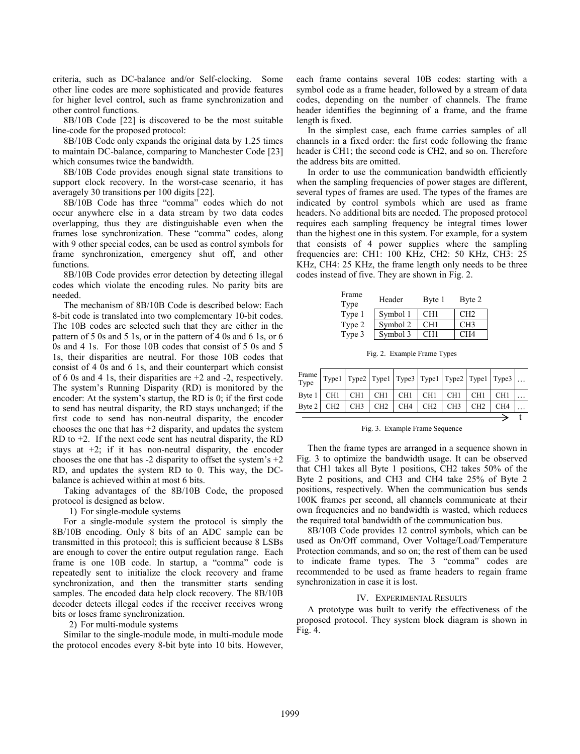criteria, such as DC-balance and/or Self-clocking. Some other line codes are more sophisticated and provide features for higher level control, such as frame synchronization and other control functions.

8B/10B Code [22] is discovered to be the most suitable line-code for the proposed protocol:

8B/10B Code only expands the original data by 1.25 times to maintain DC-balance, comparing to Manchester Code [23] which consumes twice the bandwidth.

8B/10B Code provides enough signal state transitions to support clock recovery. In the worst-case scenario, it has averagely 30 transitions per 100 digits [22].

8B/10B Code has three "comma" codes which do not occur anywhere else in a data stream by two data codes overlapping, thus they are distinguishable even when the frames lose synchronization. These "comma" codes, along with 9 other special codes, can be used as control symbols for frame synchronization, emergency shut off, and other functions.

8B/10B Code provides error detection by detecting illegal codes which violate the encoding rules. No parity bits are needed.

The mechanism of 8B/10B Code is described below: Each 8-bit code is translated into two complementary 10-bit codes. The 10B codes are selected such that they are either in the pattern of 5 0s and 5 1s, or in the pattern of 4 0s and 6 1s, or 6 0s and 4 1s. For those 10B codes that consist of 5 0s and 5 1s, their disparities are neutral. For those 10B codes that consist of 4 0s and 6 1s, and their counterpart which consist of 6 0s and 4 1s, their disparities are +2 and -2, respectively. The system's Running Disparity (RD) is monitored by the encoder: At the system's startup, the RD is 0; if the first code to send has neutral disparity, the RD stays unchanged; if the first code to send has non-neutral disparity, the encoder chooses the one that has +2 disparity, and updates the system RD to +2. If the next code sent has neutral disparity, the RD stays at +2; if it has non-neutral disparity, the encoder chooses the one that has -2 disparity to offset the system's +2 RD, and updates the system RD to 0. This way, the DC-balance is achieved within at most 6 bits.

Taking advantages of the 8B/10B Code, the proposed protocol is designed as below.

1) For single-module systems

For a single-module system the protocol is simply the 8B/10B encoding. Only 8 bits of an ADC sample can be transmitted in this protocol; this is sufficient because 8 LSBs are enough to cover the entire output regulation range. Each frame is one 10B code. In startup, a "comma" code is repeatedly sent to initialize the clock recovery and frame synchronization, and then the transmitter starts sending samples. The encoded data help clock recovery. The 8B/10B decoder detects illegal codes if the receiver receives wrong bits or loses frame synchronization.

2) For multi-module systems

Similar to the single-module mode, in multi-module mode the protocol encodes every 8-bit byte into 10 bits. However, each frame contains several 10B codes: starting with a symbol code as a frame header, followed by a stream of data codes, depending on the number of channels. The frame header identifies the beginning of a frame, and the frame length is fixed.

In the simplest case, each frame carries samples of all channels in a fixed order: the first code following the frame header is CH1; the second code is CH2, and so on. Therefore the address bits are omitted.

In order to use the communication bandwidth efficiently when the sampling frequencies of power stages are different, several types of frames are used. The types of the frames are indicated by control symbols which are used as frame headers. No additional bits are needed. The proposed protocol requires each sampling frequency be integral times lower than the highest one in this system. For example, for a system that consists of 4 power supplies where the sampling frequencies are: CH1: 100 KHz, CH2: 50 KHz, CH3: 25 KHz, CH4: 25 KHz, the frame length only needs to be three codes instead of five. They are shown in Fig. 2.

| Frame Type | Header | Byte 1 | Byte 2 |
|---|---|---|---|
| Type 1 | Symbol 1 | CH1 | CH2 |
| Type 2 | Symbol 2 | CH1 | CH3 |
| Type 3 | Symbol 3 | CH1 | CH4 |

Fig. 2. Example Frame Types

| Frame Type | Type1 | Type2 | Type1 | Type3 | Type1 | Type2 | Type1 | Type3 | … |
|---|---|---|---|---|---|---|---|---|---|
| Byte 1 | CH1 | CH1 | CH1 | CH1 | CH1 | CH1 | CH1 | CH1 | … |
| Byte 2 | CH2 | CH3 | CH2 | CH4 | CH2 | CH3 | CH2 | CH4 | … |

t →

Fig. 3. Example Frame Sequence

Then the frame types are arranged in a sequence shown in Fig. 3 to optimize the bandwidth usage. It can be observed that CH1 takes all Byte 1 positions, CH2 takes 50% of the Byte 2 positions, and CH3 and CH4 take 25% of Byte 2 positions, respectively. When the communication bus sends 100K frames per second, all channels communicate at their own frequencies and no bandwidth is wasted, which reduces the required total bandwidth of the communication bus.

8B/10B Code provides 12 control symbols, which can be used as On/Off command, Over Voltage/Load/Temperature Protection commands, and so on; the rest of them can be used to indicate frame types. The 3 "comma" codes are recommended to be used as frame headers to regain frame synchronization in case it is lost.

## IV. Experimental Results

A prototype was built to verify the effectiveness of the proposed protocol. They system block diagram is shown in Fig. 4.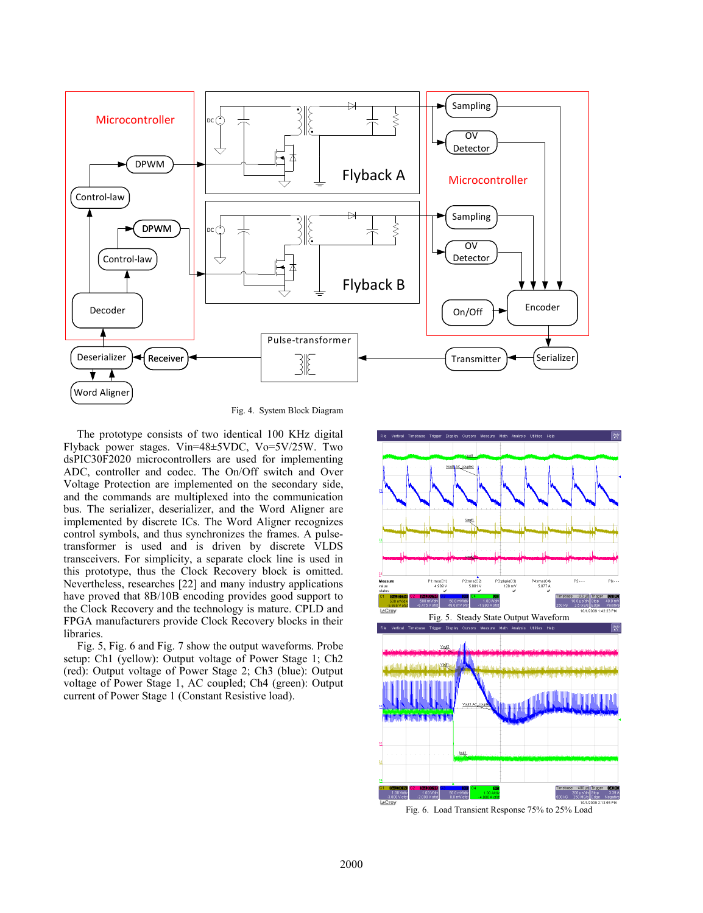Fig. 4. System Block Diagram

The prototype consists of two identical 100 KHz digital Flyback power stages. Vin=48±5VDC, Vo=5V/25W. Two dsPIC30F2020 microcontrollers are used for implementing ADC, controller and codec. The On/Off switch and Over Voltage Protection are implemented on the secondary side, and the commands are multiplexed into the communication bus. The serializer, deserializer, and the Word Aligner are implemented by discrete ICs. The Word Aligner recognizes control symbols, and thus synchronizes the frames. A pulse-transformer is used and is driven by discrete VLDS transceivers. For simplicity, a separate clock line is used in this prototype, thus the Clock Recovery block is omitted. Nevertheless, researches [22] and many industry applications have proved that 8B/10B encoding provides good support to the Clock Recovery and the technology is mature. CPLD and FPGA manufacturers provide Clock Recovery blocks in their libraries.

Fig. 5, Fig. 6 and Fig. 7 show the output waveforms. Probe setup: Ch1 (yellow): Output voltage of Power Stage 1; Ch2 (red): Output voltage of Power Stage 2; Ch3 (blue): Output voltage of Power Stage 1, AC coupled; Ch4 (green): Output current of Power Stage 1 (Constant Resistive load).

Fig. 5. Steady State Output Waveform

Fig. 6. Load Transient Response 75% to 25% Load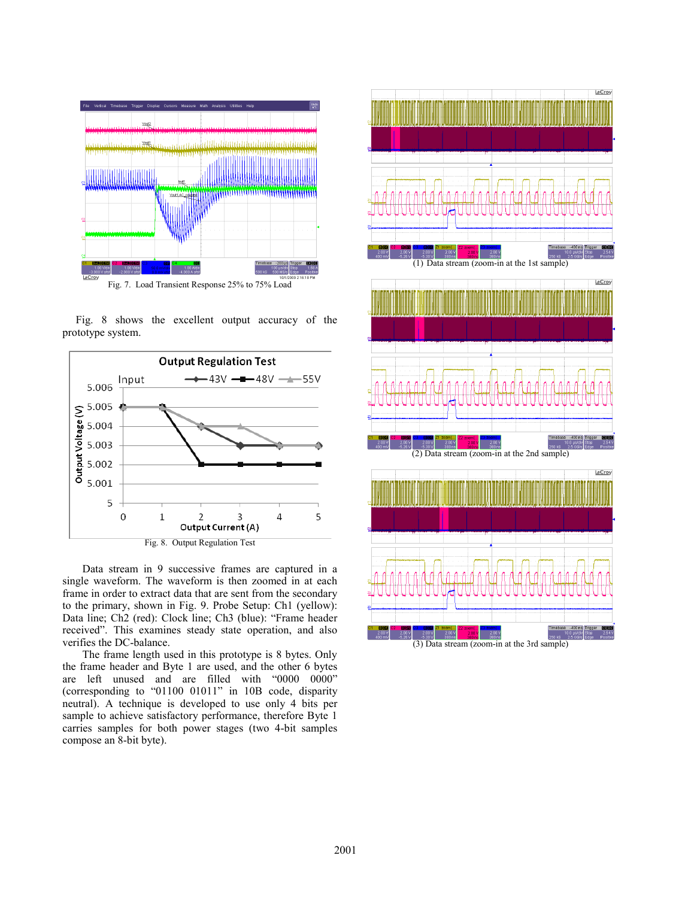Fig. 7. Load Transient Response 25% to 75% Load

Fig. 8 shows the excellent output accuracy of the prototype system.

Fig. 8. Output Regulation Test

Data stream in 9 successive frames are captured in a single waveform. The waveform is then zoomed in at each frame in order to extract data that are sent from the secondary to the primary, shown in Fig. 9. Probe Setup: Ch1 (yellow): Data line; Ch2 (red): Clock line; Ch3 (blue): "Frame header received". This examines steady state operation, and also verifies the DC-balance.

The frame length used in this prototype is 8 bytes. Only the frame header and Byte 1 are used, and the other 6 bytes are left unused and are filled with "0000 0000" (corresponding to "01100 01011" in 10B code, disparity neutral). A technique is developed to use only 4 bits per sample to achieve satisfactory performance, therefore Byte 1 carries samples for both power stages (two 4-bit samples compose an 8-bit byte).

(1) Data stream (zoom-in at the 1st sample)

(2) Data stream (zoom-in at the 2nd sample)

(3) Data stream (zoom-in at the 3rd sample)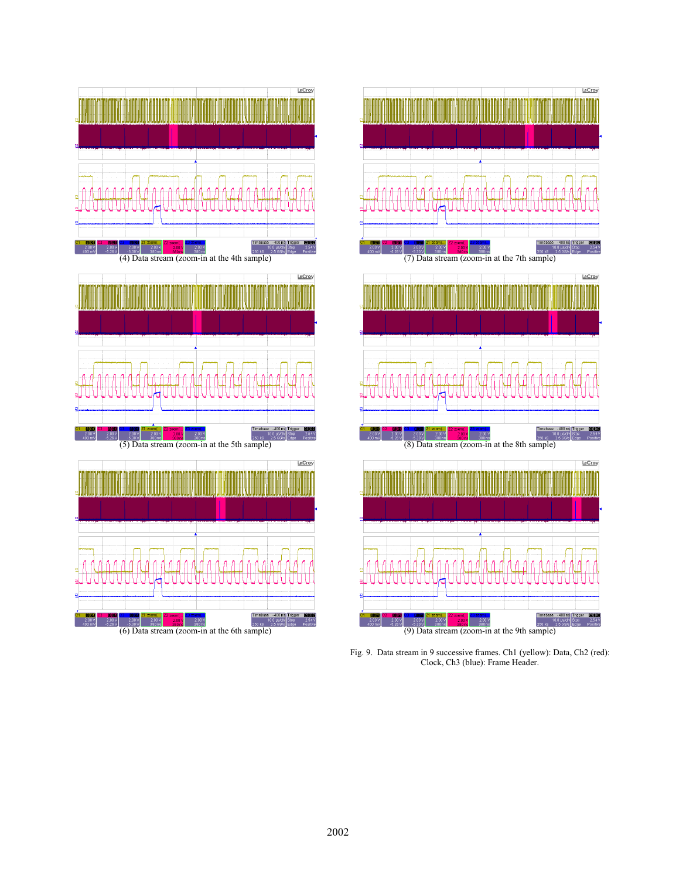(4) Data stream (zoom-in at the 4th sample)

(7) Data stream (zoom-in at the 7th sample)

(5) Data stream (zoom-in at the 5th sample)

(8) Data stream (zoom-in at the 8th sample)

(6) Data stream (zoom-in at the 6th sample)

(9) Data stream (zoom-in at the 9th sample)

Fig. 9. Data stream in 9 successive frames. Ch1 (yellow): Data, Ch2 (red): Clock, Ch3 (blue): Frame Header.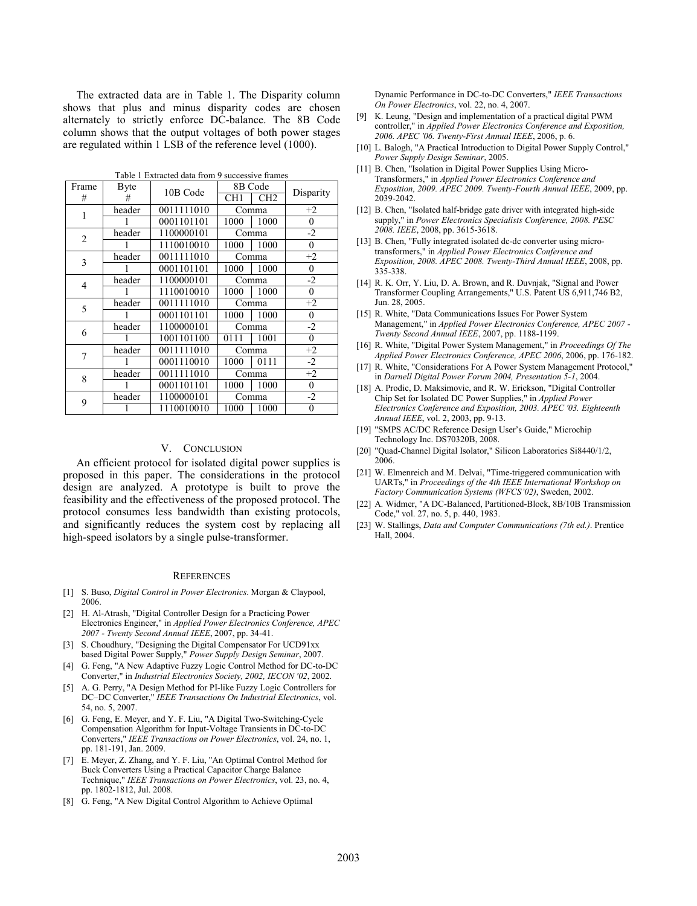The extracted data are in Table 1. The Disparity column shows that plus and minus disparity codes are chosen alternately to strictly enforce DC-balance. The 8B Code column shows that the output voltages of both power stages are regulated within 1 LSB of the reference level (1000).

Table 1 Extracted data from 9 successive frames

| Frame # | Byte # | 10B Code | 8B Code | | Disparity |
|---|---|---|---|---|---|
| | | | CH1 | CH2 | |
| 1 | header | 0011111010 | Comma | | +2 |
| | 1 | 0001101101 | 1000 | 1000 | 0 |
| 2 | header | 1100000101 | Comma | | -2 |
| | 1 | 1110010010 | 1000 | 1000 | 0 |
| 3 | header | 0011111010 | Comma | | +2 |
| | 1 | 0001101101 | 1000 | 1000 | 0 |
| 4 | header | 1100000101 | Comma | | -2 |
| | 1 | 1110010010 | 1000 | 1000 | 0 |
| 5 | header | 0011111010 | Comma | | +2 |
| | 1 | 0001101101 | 1000 | 1000 | 0 |
| 6 | header | 1100000101 | Comma | | -2 |
| | 1 | 1001101100 | 0111 | 1001 | 0 |
| 7 | header | 0011111010 | Comma | | +2 |
| | 1 | 0001110010 | 1000 | 0111 | -2 |
| 8 | header | 0011111010 | Comma | | +2 |
| | 1 | 0001101101 | 1000 | 1000 | 0 |
| 9 | header | 1100000101 | Comma | | -2 |
| | 1 | 1110010010 | 1000 | 1000 | 0 |

## V. Conclusion

An efficient protocol for isolated digital power supplies is proposed in this paper. The considerations in the protocol design are analyzed. A prototype is built to prove the feasibility and the effectiveness of the proposed protocol. The protocol consumes less bandwidth than existing protocols, and significantly reduces the system cost by replacing all high-speed isolators by a single pulse-transformer.

## References

[1] S. Buso, *Digital Control in Power Electronics*. Morgan & Claypool, 2006.

[2] H. Al-Atrash, "Digital Controller Design for a Practicing Power Electronics Engineer," in *Applied Power Electronics Conference, APEC 2007 - Twenty Second Annual IEEE*, 2007, pp. 34-41.

[3] S. Choudhury, "Designing the Digital Compensator For UCD91xx based Digital Power Supply," *Power Supply Design Seminar*, 2007.

[4] G. Feng, "A New Adaptive Fuzzy Logic Control Method for DC-to-DC Converter," in *Industrial Electronics Society, 2002, IECON '02*, 2002.

[5] A. G. Perry, "A Design Method for PI-like Fuzzy Logic Controllers for DC–DC Converter," *IEEE Transactions On Industrial Electronics*, vol. 54, no. 5, 2007.

[6] G. Feng, E. Meyer, and Y. F. Liu, "A Digital Two-Switching-Cycle Compensation Algorithm for Input-Voltage Transients in DC-to-DC Converters," *IEEE Transactions on Power Electronics*, vol. 24, no. 1, pp. 181-191, Jan. 2009.

[7] E. Meyer, Z. Zhang, and Y. F. Liu, "An Optimal Control Method for Buck Converters Using a Practical Capacitor Charge Balance Technique," *IEEE Transactions on Power Electronics*, vol. 23, no. 4, pp. 1802-1812, Jul. 2008.

[8] G. Feng, "A New Digital Control Algorithm to Achieve Optimal Dynamic Performance in DC-to-DC Converters," *IEEE Transactions On Power Electronics*, vol. 22, no. 4, 2007.

[9] K. Leung, "Design and implementation of a practical digital PWM controller," in *Applied Power Electronics Conference and Exposition, 2006. APEC '06. Twenty-First Annual IEEE*, 2006, p. 6.

[10] L. Balogh, "A Practical Introduction to Digital Power Supply Control," *Power Supply Design Seminar*, 2005.

[11] B. Chen, "Isolation in Digital Power Supplies Using Micro-Transformers," in *Applied Power Electronics Conference and Exposition, 2009. APEC 2009. Twenty-Fourth Annual IEEE*, 2009, pp. 2039-2042.

[12] B. Chen, "Isolated half-bridge gate driver with integrated high-side supply," in *Power Electronics Specialists Conference, 2008. PESC 2008. IEEE*, 2008, pp. 3615-3618.

[13] B. Chen, "Fully integrated isolated dc-dc converter using micro-transformers," in *Applied Power Electronics Conference and Exposition, 2008. APEC 2008. Twenty-Third Annual IEEE*, 2008, pp. 335-338.

[14] R. K. Orr, Y. Liu, D. A. Brown, and R. Duvnjak, "Signal and Power Transformer Coupling Arrangements," U.S. Patent US 6,911,746 B2, Jun. 28, 2005.

[15] R. White, "Data Communications Issues For Power System Management," in *Applied Power Electronics Conference, APEC 2007 - Twenty Second Annual IEEE*, 2007, pp. 1188-1199.

[16] R. White, "Digital Power System Management," in *Proceedings Of The Applied Power Electronics Conference, APEC 2006*, 2006, pp. 176-182.

[17] R. White, "Considerations For A Power System Management Protocol," in *Darnell Digital Power Forum 2004, Presentation 5-1*, 2004.

[18] A. Prodic, D. Maksimovic, and R. W. Erickson, "Digital Controller Chip Set for Isolated DC Power Supplies," in *Applied Power Electronics Conference and Exposition, 2003. APEC '03. Eighteenth Annual IEEE*, vol. 2, 2003, pp. 9-13.

[19] "SMPS AC/DC Reference Design User's Guide," Microchip Technology Inc. DS70320B, 2008.

[20] "Quad-Channel Digital Isolator," Silicon Laboratories Si8440/1/2, 2006.

[21] W. Elmenreich and M. Delvai, "Time-triggered communication with UARTs," in *Proceedings of the 4th IEEE International Workshop on Factory Communication Systems (WFCS'02)*, Sweden, 2002.

[22] A. Widmer, "A DC-Balanced, Partitioned-Block, 8B/10B Transmission Code," vol. 27, no. 5, p. 440, 1983.

[23] W. Stallings, *Data and Computer Communications (7th ed.)*. Prentice Hall, 2004.